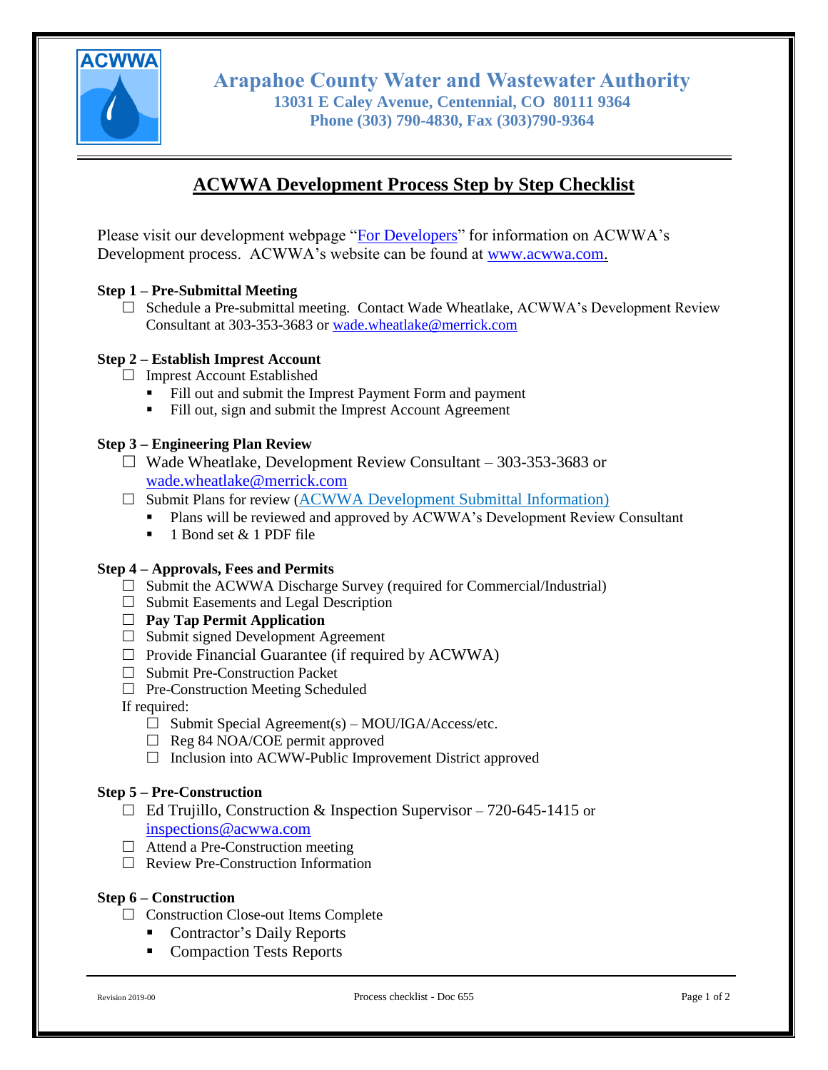# Arapahoe County Water and Wastewater Authority

13031 E Caley Avenue, Centennial, CO 80111 9364
Phone (303) 790-4830, Fax (303)790-9364

## ACWWA Development Process Step by Step Checklist

Please visit our development webpage "For Developers" for information on ACWWA's Development process. ACWWA's website can be found at www.acwwa.com.

### Step 1 – Pre-Submittal Meeting

- ☐ Schedule a Pre-submittal meeting. Contact Wade Wheatlake, ACWWA's Development Review Consultant at 303-353-3683 or wade.wheatlake@merrick.com

### Step 2 – Establish Impress Account

- ☐ Impress Account Established
  - Fill out and submit the Impress Payment Form and payment
  - Fill out, sign and submit the Impress Account Agreement

### Step 3 – Engineering Plan Review

- ☐ Wade Wheatlake, Development Review Consultant – 303-353-3683 or wade.wheatlake@merrick.com
- ☐ Submit Plans for review (ACWWA Development Submittal Information)
  - Plans will be reviewed and approved by ACWWA's Development Review Consultant
  - 1 Bond set & 1 PDF file

### Step 4 – Approvals, Fees and Permits

- ☐ Submit the ACWWA Discharge Survey (required for Commercial/Industrial)
- ☐ Submit Easements and Legal Description
- ☐ **Pay Tap Permit Application**
- ☐ Submit signed Development Agreement
- ☐ Provide Financial Guarantee (if required by ACWWA)
- ☐ Submit Pre-Construction Packet
- ☐ Pre-Construction Meeting Scheduled

If required:

- ☐ Submit Special Agreement(s) – MOU/IGA/Access/etc.
- ☐ Reg 84 NOA/COE permit approved
- ☐ Inclusion into ACWW-Public Improvement District approved

### Step 5 – Pre-Construction

- ☐ Ed Trujillo, Construction & Inspection Supervisor – 720-645-1415 or inspections@acwwa.com
- ☐ Attend a Pre-Construction meeting
- ☐ Review Pre-Construction Information

### Step 6 – Construction

- ☐ Construction Close-out Items Complete
  - Contractor's Daily Reports
  - Compaction Tests Reports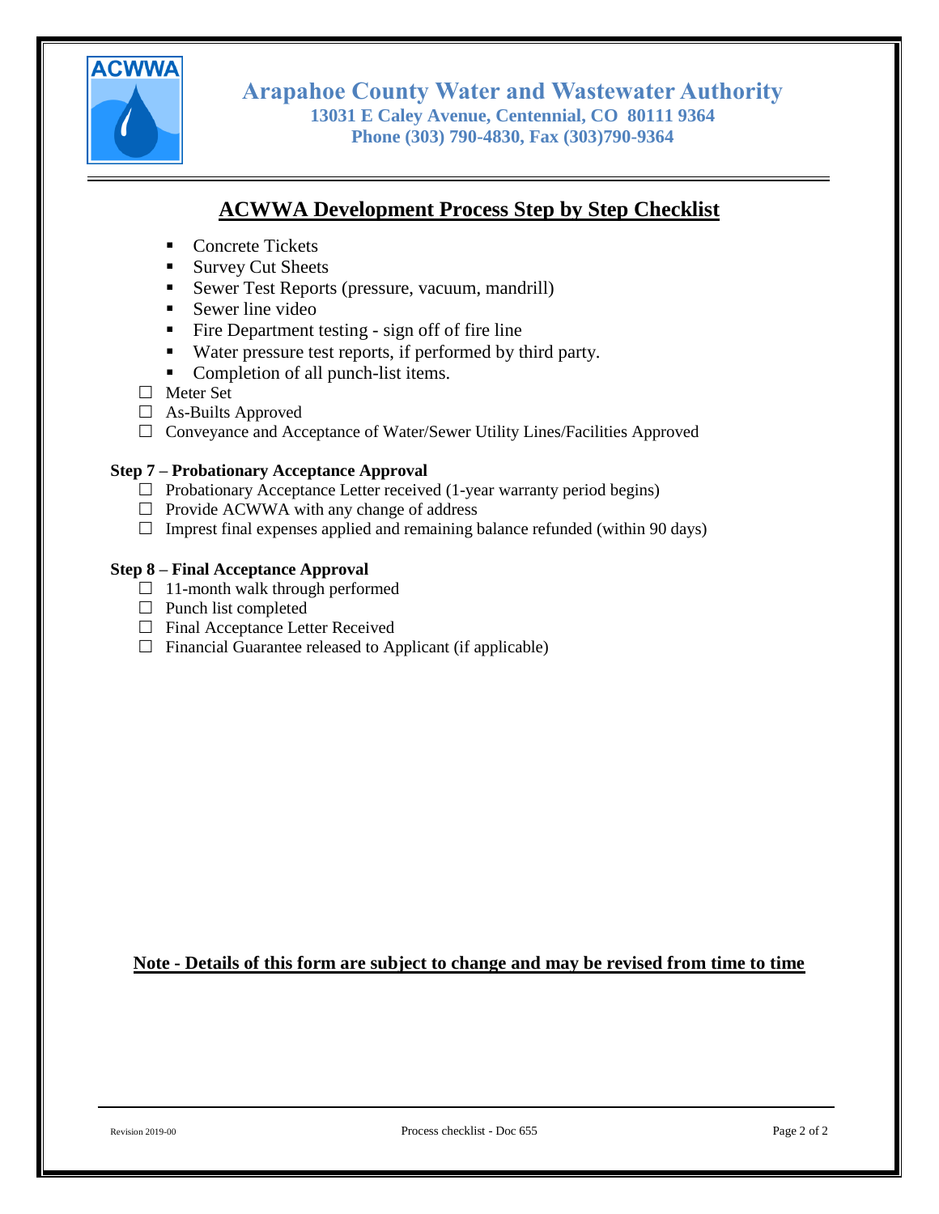# Arapahoe County Water and Wastewater Authority

**13031 E Caley Avenue, Centennial, CO 80111 9364**
**Phone (303) 790-4830, Fax (303)790-9364**

## ACWWA Development Process Step by Step Checklist

- Concrete Tickets
- Survey Cut Sheets
- Sewer Test Reports (pressure, vacuum, mandrill)
- Sewer line video
- Fire Department testing - sign off of fire line
- Water pressure test reports, if performed by third party.
- Completion of all punch-list items.

☐ Meter Set
☐ As-Builts Approved
☐ Conveyance and Acceptance of Water/Sewer Utility Lines/Facilities Approved

**Step 7 – Probationary Acceptance Approval**

☐ Probationary Acceptance Letter received (1-year warranty period begins)
☐ Provide ACWWA with any change of address
☐ Imprest final expenses applied and remaining balance refunded (within 90 days)

**Step 8 – Final Acceptance Approval**

☐ 11-month walk through performed
☐ Punch list completed
☐ Final Acceptance Letter Received
☐ Financial Guarantee released to Applicant (if applicable)

**Note - Details of this form are subject to change and may be revised from time to time**

Revision 2019-00 Process checklist - Doc 655